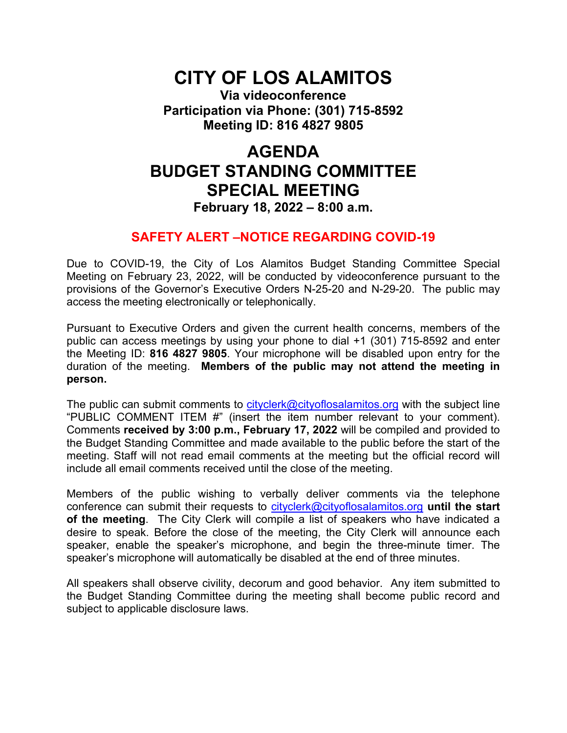# CITY OF LOS ALAMITOS

**Via videoconference**
**Participation via Phone: (301) 715-8592**
**Meeting ID: 816 4827 9805**

# AGENDA
# BUDGET STANDING COMMITTEE
# SPECIAL MEETING

**February 18, 2022 – 8:00 a.m.**

## SAFETY ALERT –NOTICE REGARDING COVID-19

Due to COVID-19, the City of Los Alamitos Budget Standing Committee Special Meeting on February 23, 2022, will be conducted by videoconference pursuant to the provisions of the Governor's Executive Orders N-25-20 and N-29-20. The public may access the meeting electronically or telephonically.

Pursuant to Executive Orders and given the current health concerns, members of the public can access meetings by using your phone to dial +1 (301) 715-8592 and enter the Meeting ID: **816 4827 9805**. Your microphone will be disabled upon entry for the duration of the meeting. **Members of the public may not attend the meeting in person.**

The public can submit comments to cityclerk@cityoflosalamitos.org with the subject line "PUBLIC COMMENT ITEM #" (insert the item number relevant to your comment). Comments **received by 3:00 p.m., February 17, 2022** will be compiled and provided to the Budget Standing Committee and made available to the public before the start of the meeting. Staff will not read email comments at the meeting but the official record will include all email comments received until the close of the meeting.

Members of the public wishing to verbally deliver comments via the telephone conference can submit their requests to cityclerk@cityoflosalamitos.org **until the start of the meeting**. The City Clerk will compile a list of speakers who have indicated a desire to speak. Before the close of the meeting, the City Clerk will announce each speaker, enable the speaker's microphone, and begin the three-minute timer. The speaker's microphone will automatically be disabled at the end of three minutes.

All speakers shall observe civility, decorum and good behavior. Any item submitted to the Budget Standing Committee during the meeting shall become public record and subject to applicable disclosure laws.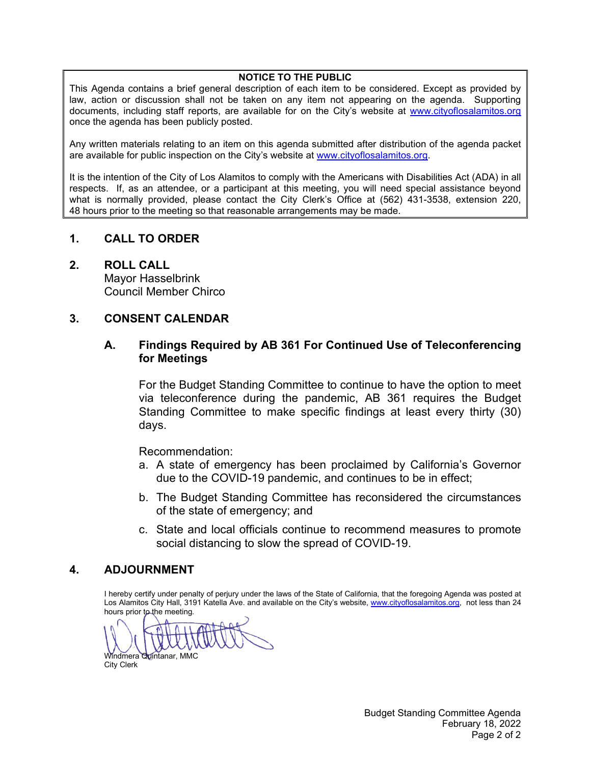**NOTICE TO THE PUBLIC**

This Agenda contains a brief general description of each item to be considered. Except as provided by law, action or discussion shall not be taken on any item not appearing on the agenda. Supporting documents, including staff reports, are available for on the City's website at www.cityoflosalamitos.org once the agenda has been publicly posted.

Any written materials relating to an item on this agenda submitted after distribution of the agenda packet are available for public inspection on the City's website at www.cityoflosalamitos.org.

It is the intention of the City of Los Alamitos to comply with the Americans with Disabilities Act (ADA) in all respects. If, as an attendee, or a participant at this meeting, you will need special assistance beyond what is normally provided, please contact the City Clerk's Office at (562) 431-3538, extension 220, 48 hours prior to the meeting so that reasonable arrangements may be made.

## 1. CALL TO ORDER

## 2. ROLL CALL

Mayor Hasselbrink
Council Member Chirco

## 3. CONSENT CALENDAR

### A. Findings Required by AB 361 For Continued Use of Teleconferencing for Meetings

For the Budget Standing Committee to continue to have the option to meet via teleconference during the pandemic, AB 361 requires the Budget Standing Committee to make specific findings at least every thirty (30) days.

Recommendation:

a. A state of emergency has been proclaimed by California's Governor due to the COVID-19 pandemic, and continues to be in effect;

b. The Budget Standing Committee has reconsidered the circumstances of the state of emergency; and

c. State and local officials continue to recommend measures to promote social distancing to slow the spread of COVID-19.

## 4. ADJOURNMENT

I hereby certify under penalty of perjury under the laws of the State of California, that the foregoing Agenda was posted at Los Alamitos City Hall, 3191 Katella Ave. and available on the City's website, www.cityoflosalamitos.org, not less than 24 hours prior to the meeting.

Windmera Quintanar, MMC
City Clerk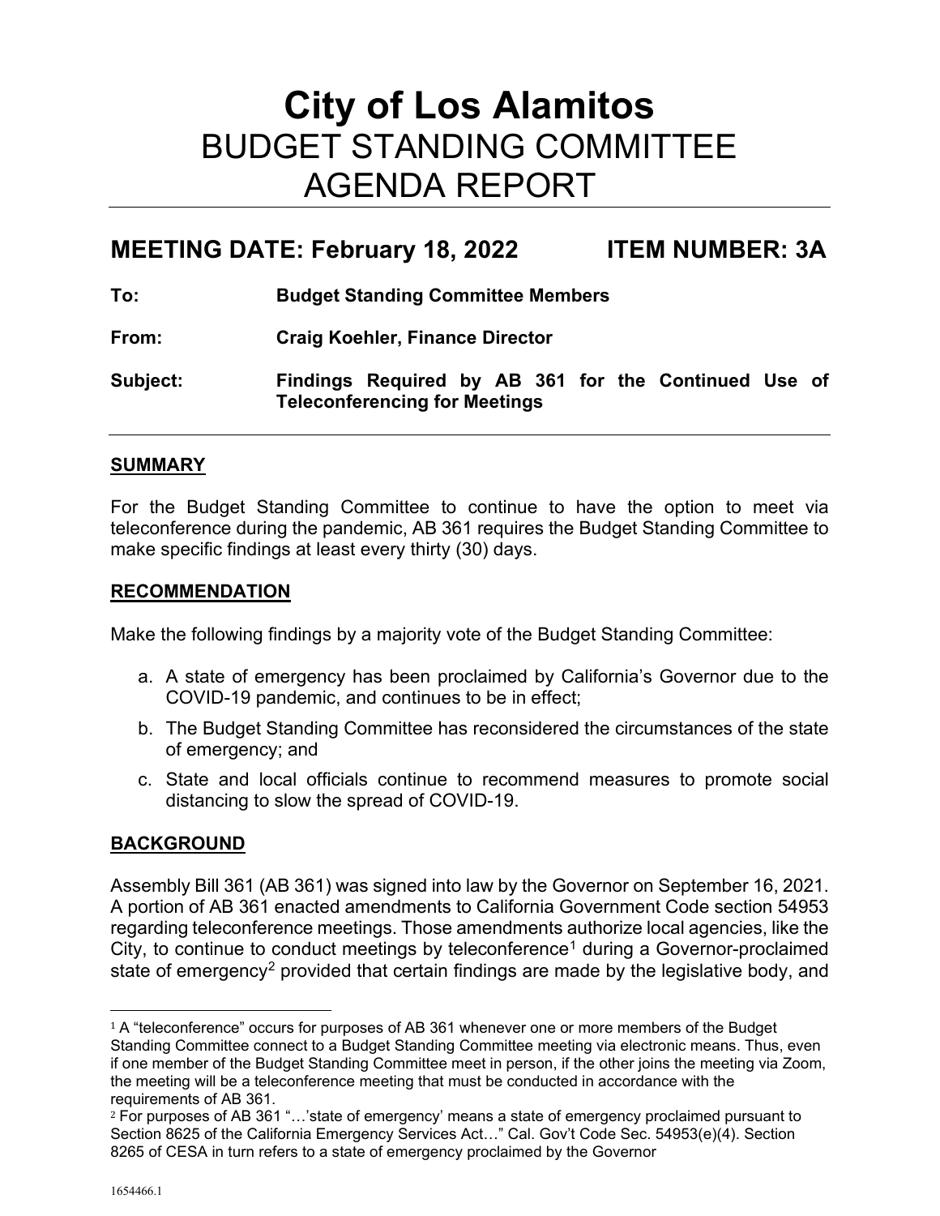# City of Los Alamitos
# BUDGET STANDING COMMITTEE AGENDA REPORT

## MEETING DATE: February 18, 2022 ITEM NUMBER: 3A

**To:** **Budget Standing Committee Members**

**From:** **Craig Koehler, Finance Director**

**Subject:** **Findings Required by AB 361 for the Continued Use of Teleconferencing for Meetings**

### SUMMARY

For the Budget Standing Committee to continue to have the option to meet via teleconference during the pandemic, AB 361 requires the Budget Standing Committee to make specific findings at least every thirty (30) days.

### RECOMMENDATION

Make the following findings by a majority vote of the Budget Standing Committee:

a. A state of emergency has been proclaimed by California's Governor due to the COVID-19 pandemic, and continues to be in effect;
b. The Budget Standing Committee has reconsidered the circumstances of the state of emergency; and
c. State and local officials continue to recommend measures to promote social distancing to slow the spread of COVID-19.

### BACKGROUND

Assembly Bill 361 (AB 361) was signed into law by the Governor on September 16, 2021. A portion of AB 361 enacted amendments to California Government Code section 54953 regarding teleconference meetings. Those amendments authorize local agencies, like the City, to continue to conduct meetings by teleconference[1] during a Governor-proclaimed state of emergency[2] provided that certain findings are made by the legislative body, and

---

[1] A "teleconference" occurs for purposes of AB 361 whenever one or more members of the Budget Standing Committee connect to a Budget Standing Committee meeting via electronic means. Thus, even if one member of the Budget Standing Committee meet in person, if the other joins the meeting via Zoom, the meeting will be a teleconference meeting that must be conducted in accordance with the requirements of AB 361.

[2] For purposes of AB 361 "…'state of emergency' means a state of emergency proclaimed pursuant to Section 8625 of the California Emergency Services Act…" Cal. Gov't Code Sec. 54953(e)(4). Section 8265 of CESA in turn refers to a state of emergency proclaimed by the Governor

1654466.1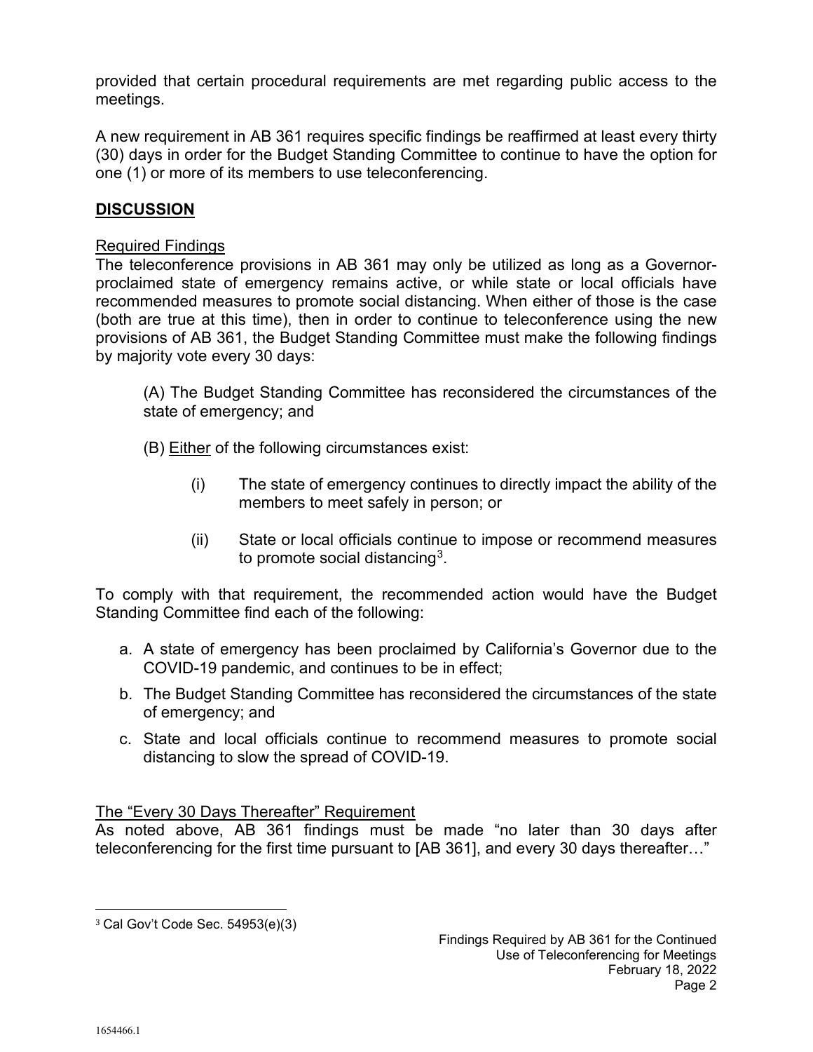provided that certain procedural requirements are met regarding public access to the meetings.

A new requirement in AB 361 requires specific findings be reaffirmed at least every thirty (30) days in order for the Budget Standing Committee to continue to have the option for one (1) or more of its members to use teleconferencing.

## DISCUSSION

Required Findings

The teleconference provisions in AB 361 may only be utilized as long as a Governor-proclaimed state of emergency remains active, or while state or local officials have recommended measures to promote social distancing. When either of those is the case (both are true at this time), then in order to continue to teleconference using the new provisions of AB 361, the Budget Standing Committee must make the following findings by majority vote every 30 days:

(A) The Budget Standing Committee has reconsidered the circumstances of the state of emergency; and

(B) Either of the following circumstances exist:

(i) The state of emergency continues to directly impact the ability of the members to meet safely in person; or

(ii) State or local officials continue to impose or recommend measures to promote social distancing[3].

To comply with that requirement, the recommended action would have the Budget Standing Committee find each of the following:

a. A state of emergency has been proclaimed by California's Governor due to the COVID-19 pandemic, and continues to be in effect;
b. The Budget Standing Committee has reconsidered the circumstances of the state of emergency; and
c. State and local officials continue to recommend measures to promote social distancing to slow the spread of COVID-19.

The "Every 30 Days Thereafter" Requirement

As noted above, AB 361 findings must be made "no later than 30 days after teleconferencing for the first time pursuant to [AB 361], and every 30 days thereafter…"

[3] Cal Gov't Code Sec. 54953(e)(3)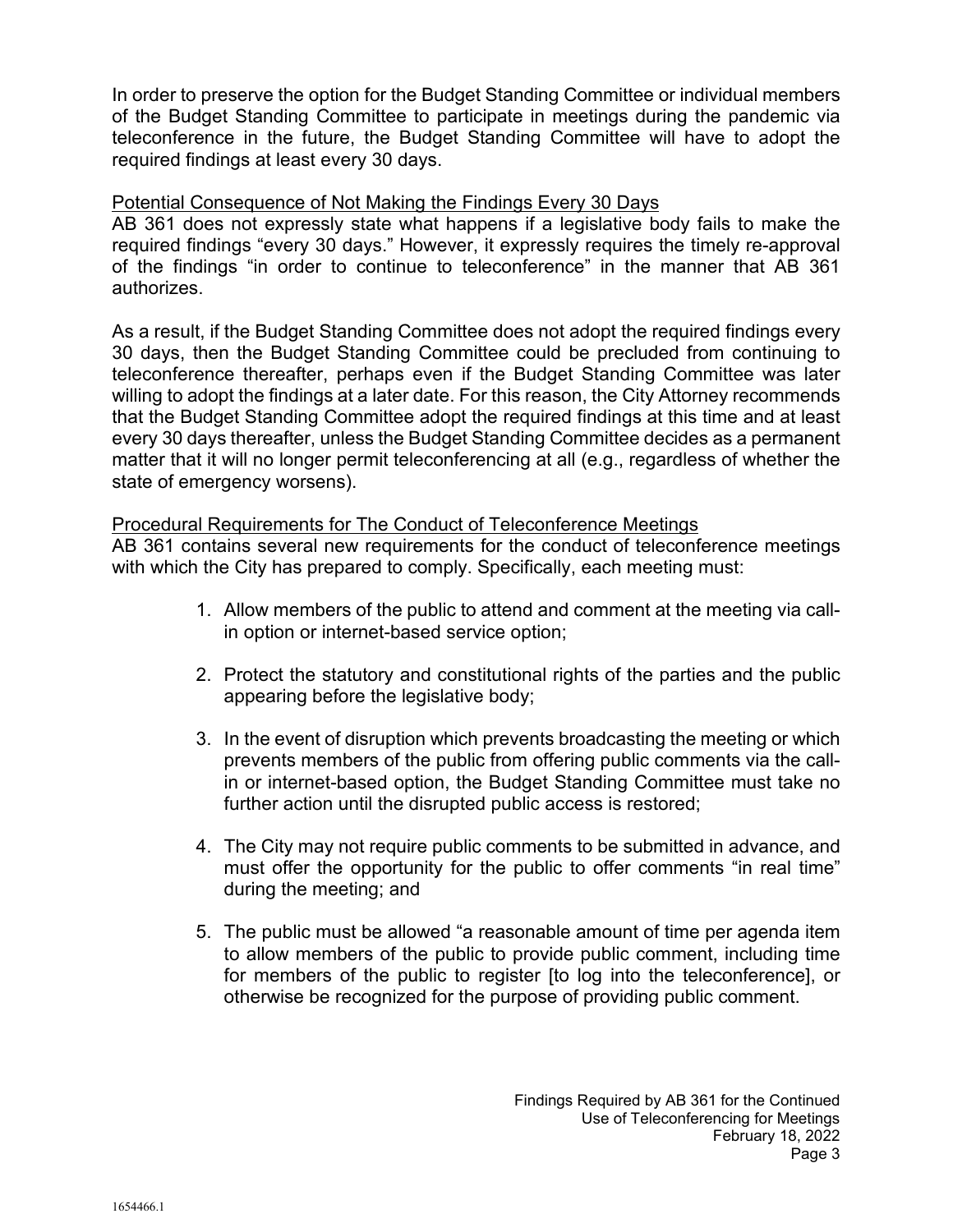In order to preserve the option for the Budget Standing Committee or individual members of the Budget Standing Committee to participate in meetings during the pandemic via teleconference in the future, the Budget Standing Committee will have to adopt the required findings at least every 30 days.

Potential Consequence of Not Making the Findings Every 30 Days

AB 361 does not expressly state what happens if a legislative body fails to make the required findings "every 30 days." However, it expressly requires the timely re-approval of the findings "in order to continue to teleconference" in the manner that AB 361 authorizes.

As a result, if the Budget Standing Committee does not adopt the required findings every 30 days, then the Budget Standing Committee could be precluded from continuing to teleconference thereafter, perhaps even if the Budget Standing Committee was later willing to adopt the findings at a later date. For this reason, the City Attorney recommends that the Budget Standing Committee adopt the required findings at this time and at least every 30 days thereafter, unless the Budget Standing Committee decides as a permanent matter that it will no longer permit teleconferencing at all (e.g., regardless of whether the state of emergency worsens).

Procedural Requirements for The Conduct of Teleconference Meetings

AB 361 contains several new requirements for the conduct of teleconference meetings with which the City has prepared to comply. Specifically, each meeting must:

1. Allow members of the public to attend and comment at the meeting via call-in option or internet-based service option;

2. Protect the statutory and constitutional rights of the parties and the public appearing before the legislative body;

3. In the event of disruption which prevents broadcasting the meeting or which prevents members of the public from offering public comments via the call-in or internet-based option, the Budget Standing Committee must take no further action until the disrupted public access is restored;

4. The City may not require public comments to be submitted in advance, and must offer the opportunity for the public to offer comments "in real time" during the meeting; and

5. The public must be allowed "a reasonable amount of time per agenda item to allow members of the public to provide public comment, including time for members of the public to register [to log into the teleconference], or otherwise be recognized for the purpose of providing public comment.

Findings Required by AB 361 for the Continued Use of Teleconferencing for Meetings
February 18, 2022